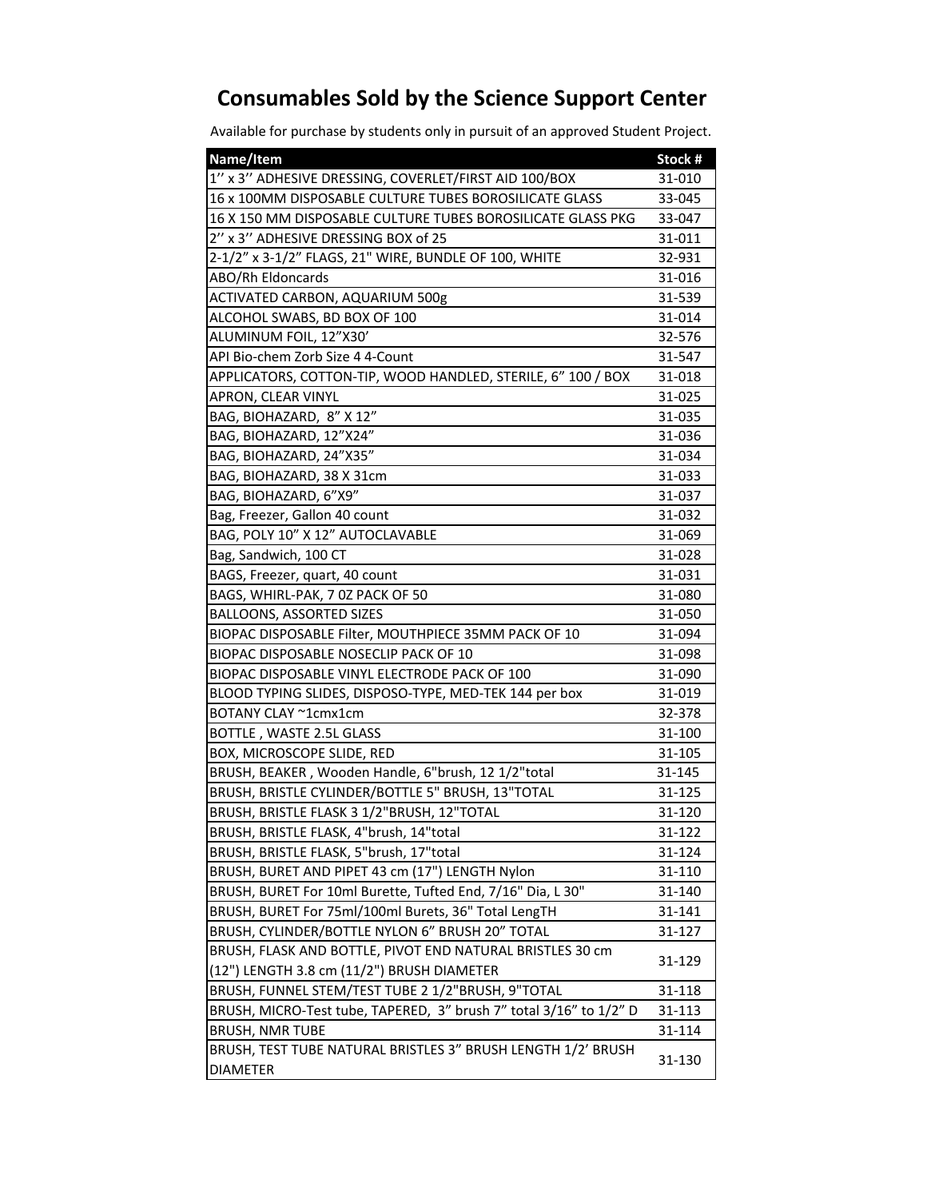# Consumables Sold by the Science Support Center

Available for purchase by students only in pursuit of an approved Student Project.

| Name/Item | Stock # |
|---|---|
| 1'' x 3'' ADHESIVE DRESSING, COVERLET/FIRST AID 100/BOX | 31-010 |
| 16 x 100MM DISPOSABLE CULTURE TUBES BOROSILICATE GLASS | 33-045 |
| 16 X 150 MM DISPOSABLE CULTURE TUBES BOROSILICATE GLASS PKG | 33-047 |
| 2'' x 3'' ADHESIVE DRESSING BOX of 25 | 31-011 |
| 2-1/2" x 3-1/2" FLAGS, 21" WIRE, BUNDLE OF 100, WHITE | 32-931 |
| ABO/Rh Eldoncards | 31-016 |
| ACTIVATED CARBON, AQUARIUM 500g | 31-539 |
| ALCOHOL SWABS, BD BOX OF 100 | 31-014 |
| ALUMINUM FOIL, 12"X30' | 32-576 |
| API Bio-chem Zorb Size 4 4-Count | 31-547 |
| APPLICATORS, COTTON-TIP, WOOD HANDLED, STERILE, 6" 100 / BOX | 31-018 |
| APRON, CLEAR VINYL | 31-025 |
| BAG, BIOHAZARD, 8" X 12" | 31-035 |
| BAG, BIOHAZARD, 12"X24" | 31-036 |
| BAG, BIOHAZARD, 24"X35" | 31-034 |
| BAG, BIOHAZARD, 38 X 31cm | 31-033 |
| BAG, BIOHAZARD, 6"X9" | 31-037 |
| Bag, Freezer, Gallon 40 count | 31-032 |
| BAG, POLY 10" X 12" AUTOCLAVABLE | 31-069 |
| Bag, Sandwich, 100 CT | 31-028 |
| BAGS, Freezer, quart, 40 count | 31-031 |
| BAGS, WHIRL-PAK, 7 0Z PACK OF 50 | 31-080 |
| BALLOONS, ASSORTED SIZES | 31-050 |
| BIOPAC DISPOSABLE Filter, MOUTHPIECE 35MM PACK OF 10 | 31-094 |
| BIOPAC DISPOSABLE NOSECLIP PACK OF 10 | 31-098 |
| BIOPAC DISPOSABLE VINYL ELECTRODE PACK OF 100 | 31-090 |
| BLOOD TYPING SLIDES, DISPOSO-TYPE, MED-TEK 144 per box | 31-019 |
| BOTANY CLAY ~1cmx1cm | 32-378 |
| BOTTLE , WASTE 2.5L GLASS | 31-100 |
| BOX, MICROSCOPE SLIDE, RED | 31-105 |
| BRUSH, BEAKER , Wooden Handle, 6"brush, 12 1/2"total | 31-145 |
| BRUSH, BRISTLE CYLINDER/BOTTLE 5" BRUSH, 13"TOTAL | 31-125 |
| BRUSH, BRISTLE FLASK 3 1/2"BRUSH, 12"TOTAL | 31-120 |
| BRUSH, BRISTLE FLASK, 4"brush, 14"total | 31-122 |
| BRUSH, BRISTLE FLASK, 5"brush, 17"total | 31-124 |
| BRUSH, BURET AND PIPET 43 cm (17") LENGTH Nylon | 31-110 |
| BRUSH, BURET For 10ml Burette, Tufted End, 7/16" Dia, L 30" | 31-140 |
| BRUSH, BURET For 75ml/100ml Burets, 36" Total LengTH | 31-141 |
| BRUSH, CYLINDER/BOTTLE NYLON 6" BRUSH 20" TOTAL | 31-127 |
| BRUSH, FLASK AND BOTTLE, PIVOT END NATURAL BRISTLES 30 cm (12") LENGTH 3.8 cm (11/2") BRUSH DIAMETER | 31-129 |
| BRUSH, FUNNEL STEM/TEST TUBE 2 1/2"BRUSH, 9"TOTAL | 31-118 |
| BRUSH, MICRO-Test tube, TAPERED, 3" brush 7" total 3/16" to 1/2" D | 31-113 |
| BRUSH, NMR TUBE | 31-114 |
| BRUSH, TEST TUBE NATURAL BRISTLES 3" BRUSH LENGTH 1/2' BRUSH DIAMETER | 31-130 |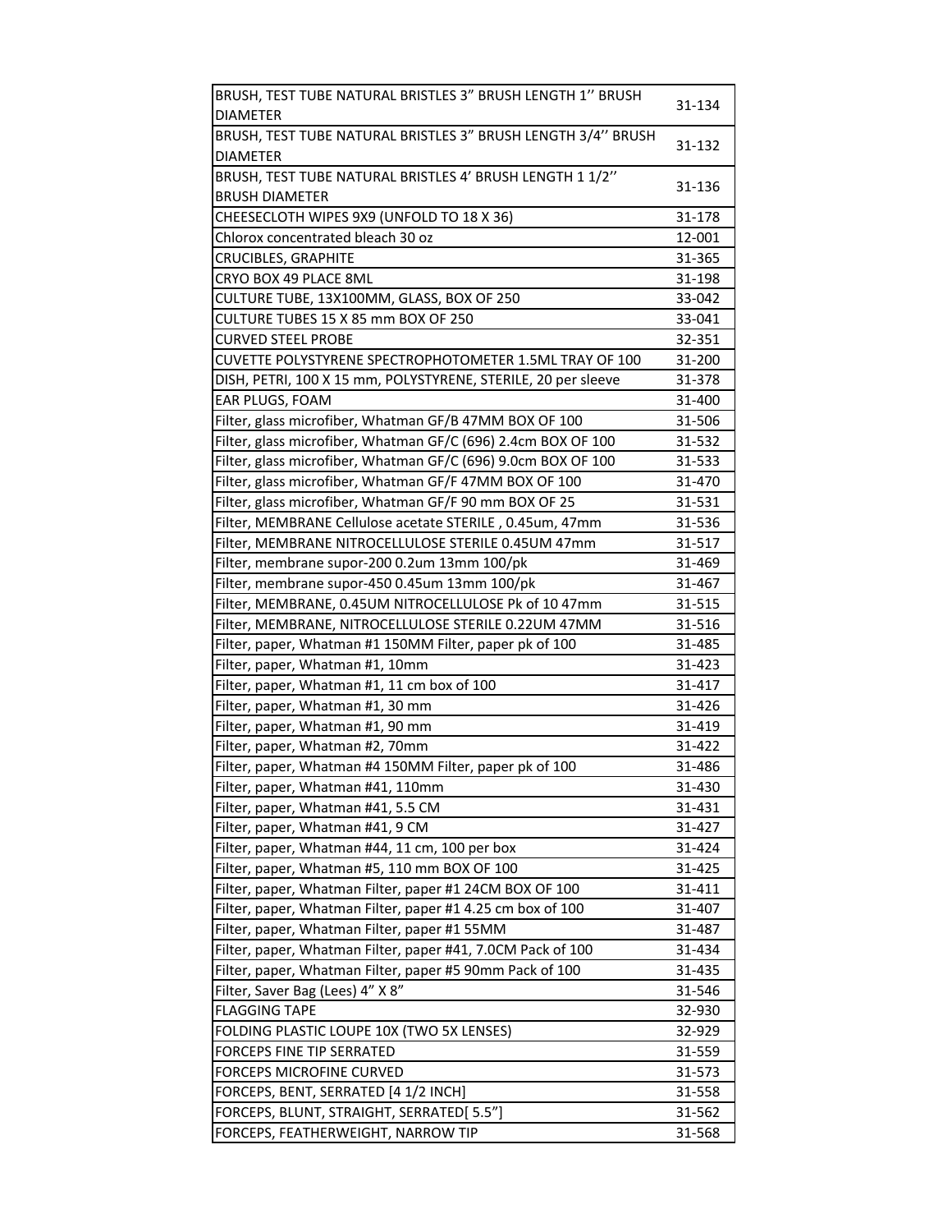| | |
|---|---|
| BRUSH, TEST TUBE NATURAL BRISTLES 3" BRUSH LENGTH 1'' BRUSH DIAMETER | 31-134 |
| BRUSH, TEST TUBE NATURAL BRISTLES 3" BRUSH LENGTH 3/4'' BRUSH DIAMETER | 31-132 |
| BRUSH, TEST TUBE NATURAL BRISTLES 4' BRUSH LENGTH 1 1/2'' BRUSH DIAMETER | 31-136 |
| CHEESECLOTH WIPES 9X9 (UNFOLD TO 18 X 36) | 31-178 |
| Chlorox concentrated bleach 30 oz | 12-001 |
| CRUCIBLES, GRAPHITE | 31-365 |
| CRYO BOX 49 PLACE 8ML | 31-198 |
| CULTURE TUBE, 13X100MM, GLASS, BOX OF 250 | 33-042 |
| CULTURE TUBES 15 X 85 mm BOX OF 250 | 33-041 |
| CURVED STEEL PROBE | 32-351 |
| CUVETTE POLYSTYRENE SPECTROPHOTOMETER 1.5ML TRAY OF 100 | 31-200 |
| DISH, PETRI, 100 X 15 mm, POLYSTYRENE, STERILE, 20 per sleeve | 31-378 |
| EAR PLUGS, FOAM | 31-400 |
| Filter, glass microfiber, Whatman GF/B 47MM BOX OF 100 | 31-506 |
| Filter, glass microfiber, Whatman GF/C (696) 2.4cm BOX OF 100 | 31-532 |
| Filter, glass microfiber, Whatman GF/C (696) 9.0cm BOX OF 100 | 31-533 |
| Filter, glass microfiber, Whatman GF/F 47MM BOX OF 100 | 31-470 |
| Filter, glass microfiber, Whatman GF/F 90 mm BOX OF 25 | 31-531 |
| Filter, MEMBRANE Cellulose acetate STERILE , 0.45um, 47mm | 31-536 |
| Filter, MEMBRANE NITROCELLULOSE STERILE 0.45UM 47mm | 31-517 |
| Filter, membrane supor-200 0.2um 13mm 100/pk | 31-469 |
| Filter, membrane supor-450 0.45um 13mm 100/pk | 31-467 |
| Filter, MEMBRANE, 0.45UM NITROCELLULOSE Pk of 10 47mm | 31-515 |
| Filter, MEMBRANE, NITROCELLULOSE STERILE 0.22UM 47MM | 31-516 |
| Filter, paper, Whatman #1 150MM Filter, paper pk of 100 | 31-485 |
| Filter, paper, Whatman #1, 10mm | 31-423 |
| Filter, paper, Whatman #1, 11 cm box of 100 | 31-417 |
| Filter, paper, Whatman #1, 30 mm | 31-426 |
| Filter, paper, Whatman #1, 90 mm | 31-419 |
| Filter, paper, Whatman #2, 70mm | 31-422 |
| Filter, paper, Whatman #4 150MM Filter, paper pk of 100 | 31-486 |
| Filter, paper, Whatman #41, 110mm | 31-430 |
| Filter, paper, Whatman #41, 5.5 CM | 31-431 |
| Filter, paper, Whatman #41, 9 CM | 31-427 |
| Filter, paper, Whatman #44, 11 cm, 100 per box | 31-424 |
| Filter, paper, Whatman #5, 110 mm BOX OF 100 | 31-425 |
| Filter, paper, Whatman Filter, paper #1 24CM BOX OF 100 | 31-411 |
| Filter, paper, Whatman Filter, paper #1 4.25 cm box of 100 | 31-407 |
| Filter, paper, Whatman Filter, paper #1 55MM | 31-487 |
| Filter, paper, Whatman Filter, paper #41, 7.0CM Pack of 100 | 31-434 |
| Filter, paper, Whatman Filter, paper #5 90mm Pack of 100 | 31-435 |
| Filter, Saver Bag (Lees) 4" X 8" | 31-546 |
| FLAGGING TAPE | 32-930 |
| FOLDING PLASTIC LOUPE 10X (TWO 5X LENSES) | 32-929 |
| FORCEPS FINE TIP SERRATED | 31-559 |
| FORCEPS MICROFINE CURVED | 31-573 |
| FORCEPS, BENT, SERRATED [4 1/2 INCH] | 31-558 |
| FORCEPS, BLUNT, STRAIGHT, SERRATED[ 5.5"] | 31-562 |
| FORCEPS, FEATHERWEIGHT, NARROW TIP | 31-568 |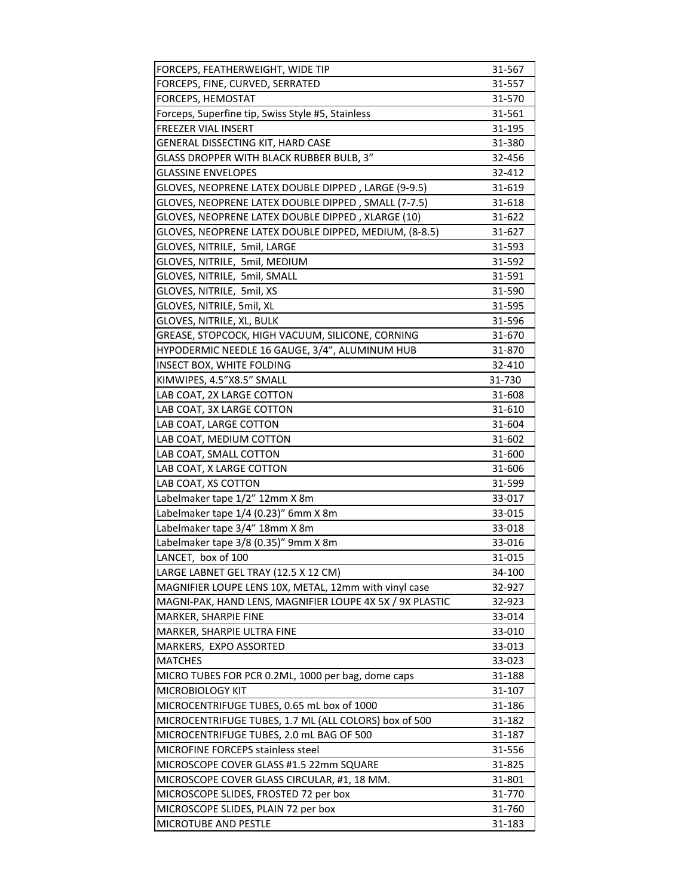| | |
|---|---|
| FORCEPS, FEATHERWEIGHT, WIDE TIP | 31-567 |
| FORCEPS, FINE, CURVED, SERRATED | 31-557 |
| FORCEPS, HEMOSTAT | 31-570 |
| Forceps, Superfine tip, Swiss Style #5, Stainless | 31-561 |
| FREEZER VIAL INSERT | 31-195 |
| GENERAL DISSECTING KIT, HARD CASE | 31-380 |
| GLASS DROPPER WITH BLACK RUBBER BULB, 3” | 32-456 |
| GLASSINE ENVELOPES | 32-412 |
| GLOVES, NEOPRENE LATEX DOUBLE DIPPED , LARGE (9-9.5) | 31-619 |
| GLOVES, NEOPRENE LATEX DOUBLE DIPPED , SMALL (7-7.5) | 31-618 |
| GLOVES, NEOPRENE LATEX DOUBLE DIPPED , XLARGE (10) | 31-622 |
| GLOVES, NEOPRENE LATEX DOUBLE DIPPED, MEDIUM, (8-8.5) | 31-627 |
| GLOVES, NITRILE, 5mil, LARGE | 31-593 |
| GLOVES, NITRILE, 5mil, MEDIUM | 31-592 |
| GLOVES, NITRILE, 5mil, SMALL | 31-591 |
| GLOVES, NITRILE, 5mil, XS | 31-590 |
| GLOVES, NITRILE, 5mil, XL | 31-595 |
| GLOVES, NITRILE, XL, BULK | 31-596 |
| GREASE, STOPCOCK, HIGH VACUUM, SILICONE, CORNING | 31-670 |
| HYPODERMIC NEEDLE 16 GAUGE, 3/4”, ALUMINUM HUB | 31-870 |
| INSECT BOX, WHITE FOLDING | 32-410 |
| KIMWIPES, 4.5”X8.5” SMALL | 31-730 |
| LAB COAT, 2X LARGE COTTON | 31-608 |
| LAB COAT, 3X LARGE COTTON | 31-610 |
| LAB COAT, LARGE COTTON | 31-604 |
| LAB COAT, MEDIUM COTTON | 31-602 |
| LAB COAT, SMALL COTTON | 31-600 |
| LAB COAT, X LARGE COTTON | 31-606 |
| LAB COAT, XS COTTON | 31-599 |
| Labelmaker tape 1/2” 12mm X 8m | 33-017 |
| Labelmaker tape 1/4 (0.23)” 6mm X 8m | 33-015 |
| Labelmaker tape 3/4” 18mm X 8m | 33-018 |
| Labelmaker tape 3/8 (0.35)” 9mm X 8m | 33-016 |
| LANCET, box of 100 | 31-015 |
| LARGE LABNET GEL TRAY (12.5 X 12 CM) | 34-100 |
| MAGNIFIER LOUPE LENS 10X, METAL, 12mm with vinyl case | 32-927 |
| MAGNI-PAK, HAND LENS, MAGNIFIER LOUPE 4X 5X / 9X PLASTIC | 32-923 |
| MARKER, SHARPIE FINE | 33-014 |
| MARKER, SHARPIE ULTRA FINE | 33-010 |
| MARKERS, EXPO ASSORTED | 33-013 |
| MATCHES | 33-023 |
| MICRO TUBES FOR PCR 0.2ML, 1000 per bag, dome caps | 31-188 |
| MICROBIOLOGY KIT | 31-107 |
| MICROCENTRIFUGE TUBES, 0.65 mL box of 1000 | 31-186 |
| MICROCENTRIFUGE TUBES, 1.7 ML (ALL COLORS) box of 500 | 31-182 |
| MICROCENTRIFUGE TUBES, 2.0 mL BAG OF 500 | 31-187 |
| MICROFINE FORCEPS stainless steel | 31-556 |
| MICROSCOPE COVER GLASS #1.5 22mm SQUARE | 31-825 |
| MICROSCOPE COVER GLASS CIRCULAR, #1, 18 MM. | 31-801 |
| MICROSCOPE SLIDES, FROSTED 72 per box | 31-770 |
| MICROSCOPE SLIDES, PLAIN 72 per box | 31-760 |
| MICROTUBE AND PESTLE | 31-183 |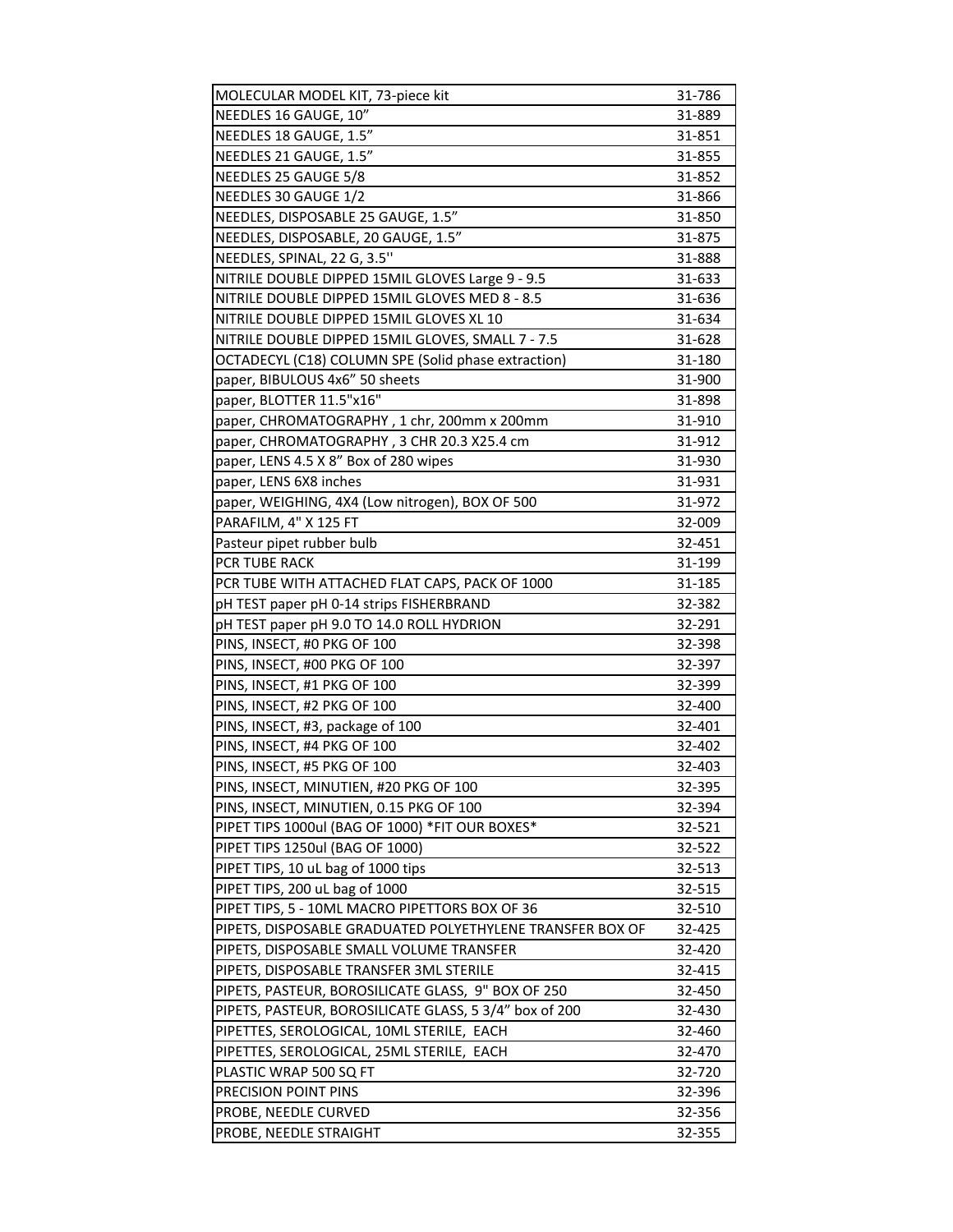| | |
|---|---|
| MOLECULAR MODEL KIT, 73-piece kit | 31-786 |
| NEEDLES 16 GAUGE, 10” | 31-889 |
| NEEDLES 18 GAUGE, 1.5” | 31-851 |
| NEEDLES 21 GAUGE, 1.5” | 31-855 |
| NEEDLES 25 GAUGE 5/8 | 31-852 |
| NEEDLES 30 GAUGE 1/2 | 31-866 |
| NEEDLES, DISPOSABLE 25 GAUGE, 1.5” | 31-850 |
| NEEDLES, DISPOSABLE, 20 GAUGE, 1.5” | 31-875 |
| NEEDLES, SPINAL, 22 G, 3.5'' | 31-888 |
| NITRILE DOUBLE DIPPED 15MIL GLOVES Large 9 - 9.5 | 31-633 |
| NITRILE DOUBLE DIPPED 15MIL GLOVES MED 8 - 8.5 | 31-636 |
| NITRILE DOUBLE DIPPED 15MIL GLOVES XL 10 | 31-634 |
| NITRILE DOUBLE DIPPED 15MIL GLOVES, SMALL 7 - 7.5 | 31-628 |
| OCTADECYL (C18) COLUMN SPE (Solid phase extraction) | 31-180 |
| paper, BIBULOUS 4x6” 50 sheets | 31-900 |
| paper, BLOTTER 11.5"x16" | 31-898 |
| paper, CHROMATOGRAPHY , 1 chr, 200mm x 200mm | 31-910 |
| paper, CHROMATOGRAPHY , 3 CHR 20.3 X25.4 cm | 31-912 |
| paper, LENS 4.5 X 8” Box of 280 wipes | 31-930 |
| paper, LENS 6X8 inches | 31-931 |
| paper, WEIGHING, 4X4 (Low nitrogen), BOX OF 500 | 31-972 |
| PARAFILM, 4" X 125 FT | 32-009 |
| Pasteur pipet rubber bulb | 32-451 |
| PCR TUBE RACK | 31-199 |
| PCR TUBE WITH ATTACHED FLAT CAPS, PACK OF 1000 | 31-185 |
| pH TEST paper pH 0-14 strips FISHERBRAND | 32-382 |
| pH TEST paper pH 9.0 TO 14.0 ROLL HYDRION | 32-291 |
| PINS, INSECT, #0 PKG OF 100 | 32-398 |
| PINS, INSECT, #00 PKG OF 100 | 32-397 |
| PINS, INSECT, #1 PKG OF 100 | 32-399 |
| PINS, INSECT, #2 PKG OF 100 | 32-400 |
| PINS, INSECT, #3, package of 100 | 32-401 |
| PINS, INSECT, #4 PKG OF 100 | 32-402 |
| PINS, INSECT, #5 PKG OF 100 | 32-403 |
| PINS, INSECT, MINUTIEN, #20 PKG OF 100 | 32-395 |
| PINS, INSECT, MINUTIEN, 0.15 PKG OF 100 | 32-394 |
| PIPET TIPS 1000ul (BAG OF 1000) *FIT OUR BOXES* | 32-521 |
| PIPET TIPS 1250ul (BAG OF 1000) | 32-522 |
| PIPET TIPS, 10 uL bag of 1000 tips | 32-513 |
| PIPET TIPS, 200 uL bag of 1000 | 32-515 |
| PIPET TIPS, 5 - 10ML MACRO PIPETTORS BOX OF 36 | 32-510 |
| PIPETS, DISPOSABLE GRADUATED POLYETHYLENE TRANSFER BOX OF | 32-425 |
| PIPETS, DISPOSABLE SMALL VOLUME TRANSFER | 32-420 |
| PIPETS, DISPOSABLE TRANSFER 3ML STERILE | 32-415 |
| PIPETS, PASTEUR, BOROSILICATE GLASS, 9" BOX OF 250 | 32-450 |
| PIPETS, PASTEUR, BOROSILICATE GLASS, 5 3/4” box of 200 | 32-430 |
| PIPETTES, SEROLOGICAL, 10ML STERILE, EACH | 32-460 |
| PIPETTES, SEROLOGICAL, 25ML STERILE, EACH | 32-470 |
| PLASTIC WRAP 500 SQ FT | 32-720 |
| PRECISION POINT PINS | 32-396 |
| PROBE, NEEDLE CURVED | 32-356 |
| PROBE, NEEDLE STRAIGHT | 32-355 |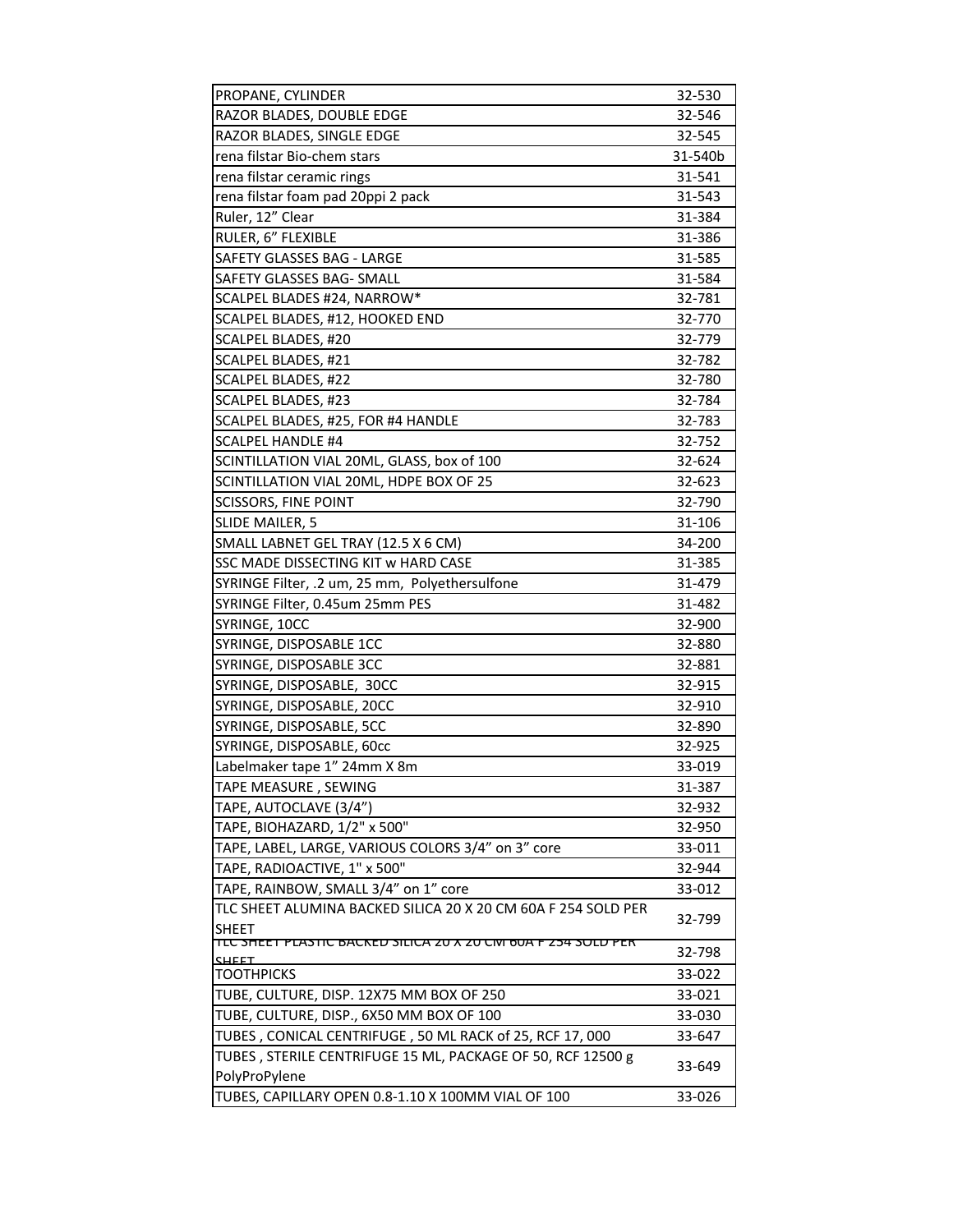| | |
|---|---|
| PROPANE, CYLINDER | 32-530 |
| RAZOR BLADES, DOUBLE EDGE | 32-546 |
| RAZOR BLADES, SINGLE EDGE | 32-545 |
| rena filstar Bio-chem stars | 31-540b |
| rena filstar ceramic rings | 31-541 |
| rena filstar foam pad 20ppi 2 pack | 31-543 |
| Ruler, 12" Clear | 31-384 |
| RULER, 6" FLEXIBLE | 31-386 |
| SAFETY GLASSES BAG - LARGE | 31-585 |
| SAFETY GLASSES BAG- SMALL | 31-584 |
| SCALPEL BLADES #24, NARROW* | 32-781 |
| SCALPEL BLADES, #12, HOOKED END | 32-770 |
| SCALPEL BLADES, #20 | 32-779 |
| SCALPEL BLADES, #21 | 32-782 |
| SCALPEL BLADES, #22 | 32-780 |
| SCALPEL BLADES, #23 | 32-784 |
| SCALPEL BLADES, #25, FOR #4 HANDLE | 32-783 |
| SCALPEL HANDLE #4 | 32-752 |
| SCINTILLATION VIAL 20ML, GLASS, box of 100 | 32-624 |
| SCINTILLATION VIAL 20ML, HDPE BOX OF 25 | 32-623 |
| SCISSORS, FINE POINT | 32-790 |
| SLIDE MAILER, 5 | 31-106 |
| SMALL LABNET GEL TRAY (12.5 X 6 CM) | 34-200 |
| SSC MADE DISSECTING KIT w HARD CASE | 31-385 |
| SYRINGE Filter, .2 um, 25 mm, Polyethersulfone | 31-479 |
| SYRINGE Filter, 0.45um 25mm PES | 31-482 |
| SYRINGE, 10CC | 32-900 |
| SYRINGE, DISPOSABLE 1CC | 32-880 |
| SYRINGE, DISPOSABLE 3CC | 32-881 |
| SYRINGE, DISPOSABLE, 30CC | 32-915 |
| SYRINGE, DISPOSABLE, 20CC | 32-910 |
| SYRINGE, DISPOSABLE, 5CC | 32-890 |
| SYRINGE, DISPOSABLE, 60cc | 32-925 |
| Labelmaker tape 1" 24mm X 8m | 33-019 |
| TAPE MEASURE , SEWING | 31-387 |
| TAPE, AUTOCLAVE (3/4") | 32-932 |
| TAPE, BIOHAZARD, 1/2" x 500" | 32-950 |
| TAPE, LABEL, LARGE, VARIOUS COLORS 3/4" on 3" core | 33-011 |
| TAPE, RADIOACTIVE, 1" x 500" | 32-944 |
| TAPE, RAINBOW, SMALL 3/4" on 1" core | 33-012 |
| TLC SHEET ALUMINA BACKED SILICA 20 X 20 CM 60A F 254 SOLD PER SHEET | 32-799 |
| TLC SHEET PLASTIC BACKED SILICA 20 X 20 CM 60A F 254 SOLD PER SHEET | 32-798 |
| TOOTHPICKS | 33-022 |
| TUBE, CULTURE, DISP. 12X75 MM BOX OF 250 | 33-021 |
| TUBE, CULTURE, DISP., 6X50 MM BOX OF 100 | 33-030 |
| TUBES , CONICAL CENTRIFUGE , 50 ML RACK of 25, RCF 17, 000 | 33-647 |
| TUBES , STERILE CENTRIFUGE 15 ML, PACKAGE OF 50, RCF 12500 g PolyProPylene | 33-649 |
| TUBES, CAPILLARY OPEN 0.8-1.10 X 100MM VIAL OF 100 | 33-026 |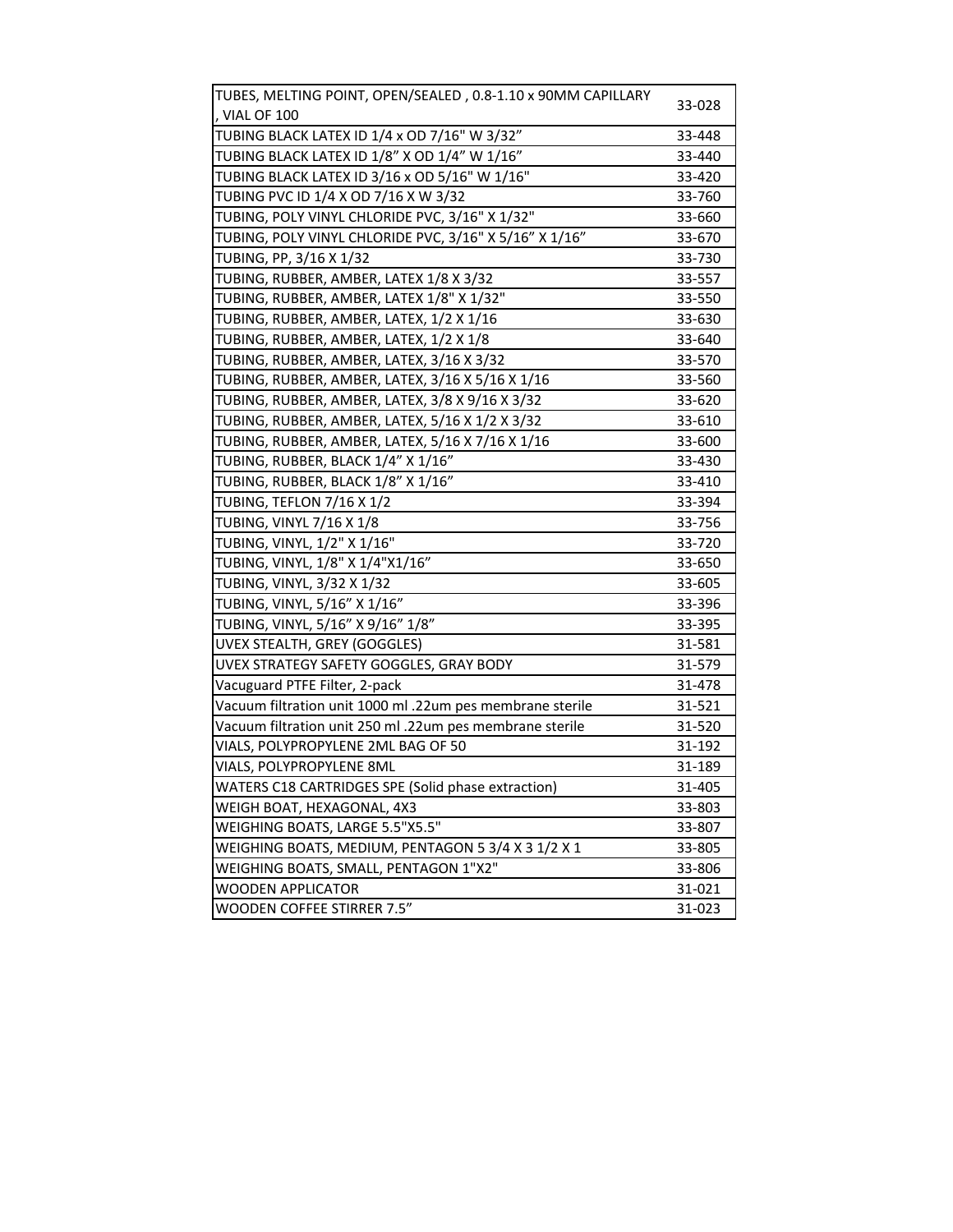| | |
|---|---|
| TUBES, MELTING POINT, OPEN/SEALED , 0.8-1.10 x 90MM CAPILLARY , VIAL OF 100 | 33-028 |
| TUBING BLACK LATEX ID 1/4 x OD 7/16" W 3/32” | 33-448 |
| TUBING BLACK LATEX ID 1/8” X OD 1/4” W 1/16” | 33-440 |
| TUBING BLACK LATEX ID 3/16 x OD 5/16" W 1/16" | 33-420 |
| TUBING PVC ID 1/4 X OD 7/16 X W 3/32 | 33-760 |
| TUBING, POLY VINYL CHLORIDE PVC, 3/16" X 1/32" | 33-660 |
| TUBING, POLY VINYL CHLORIDE PVC, 3/16" X 5/16” X 1/16” | 33-670 |
| TUBING, PP, 3/16 X 1/32 | 33-730 |
| TUBING, RUBBER, AMBER, LATEX 1/8 X 3/32 | 33-557 |
| TUBING, RUBBER, AMBER, LATEX 1/8" X 1/32" | 33-550 |
| TUBING, RUBBER, AMBER, LATEX, 1/2 X 1/16 | 33-630 |
| TUBING, RUBBER, AMBER, LATEX, 1/2 X 1/8 | 33-640 |
| TUBING, RUBBER, AMBER, LATEX, 3/16 X 3/32 | 33-570 |
| TUBING, RUBBER, AMBER, LATEX, 3/16 X 5/16 X 1/16 | 33-560 |
| TUBING, RUBBER, AMBER, LATEX, 3/8 X 9/16 X 3/32 | 33-620 |
| TUBING, RUBBER, AMBER, LATEX, 5/16 X 1/2 X 3/32 | 33-610 |
| TUBING, RUBBER, AMBER, LATEX, 5/16 X 7/16 X 1/16 | 33-600 |
| TUBING, RUBBER, BLACK 1/4” X 1/16” | 33-430 |
| TUBING, RUBBER, BLACK 1/8” X 1/16” | 33-410 |
| TUBING, TEFLON 7/16 X 1/2 | 33-394 |
| TUBING, VINYL 7/16 X 1/8 | 33-756 |
| TUBING, VINYL, 1/2" X 1/16" | 33-720 |
| TUBING, VINYL, 1/8" X 1/4"X1/16” | 33-650 |
| TUBING, VINYL, 3/32 X 1/32 | 33-605 |
| TUBING, VINYL, 5/16” X 1/16” | 33-396 |
| TUBING, VINYL, 5/16” X 9/16” 1/8” | 33-395 |
| UVEX STEALTH, GREY (GOGGLES) | 31-581 |
| UVEX STRATEGY SAFETY GOGGLES, GRAY BODY | 31-579 |
| Vacuguard PTFE Filter, 2-pack | 31-478 |
| Vacuum filtration unit 1000 ml .22um pes membrane sterile | 31-521 |
| Vacuum filtration unit 250 ml .22um pes membrane sterile | 31-520 |
| VIALS, POLYPROPYLENE 2ML BAG OF 50 | 31-192 |
| VIALS, POLYPROPYLENE 8ML | 31-189 |
| WATERS C18 CARTRIDGES SPE (Solid phase extraction) | 31-405 |
| WEIGH BOAT, HEXAGONAL, 4X3 | 33-803 |
| WEIGHING BOATS, LARGE 5.5"X5.5" | 33-807 |
| WEIGHING BOATS, MEDIUM, PENTAGON 5 3/4 X 3 1/2 X 1 | 33-805 |
| WEIGHING BOATS, SMALL, PENTAGON 1"X2" | 33-806 |
| WOODEN APPLICATOR | 31-021 |
| WOODEN COFFEE STIRRER 7.5” | 31-023 |